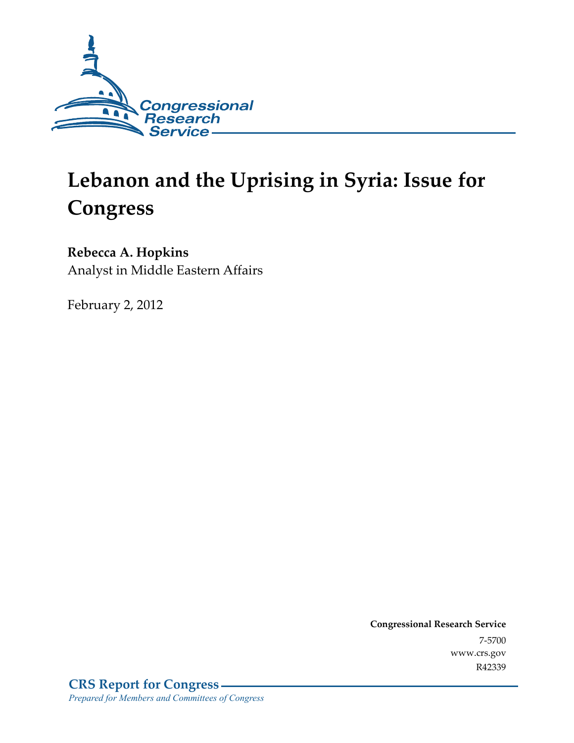Congressional Research Service

# Lebanon and the Uprising in Syria: Issue for Congress

**Rebecca A. Hopkins**
Analyst in Middle Eastern Affairs

February 2, 2012

**Congressional Research Service**
7-5700
www.crs.gov
R42339

**CRS Report for Congress**
*Prepared for Members and Committees of Congress*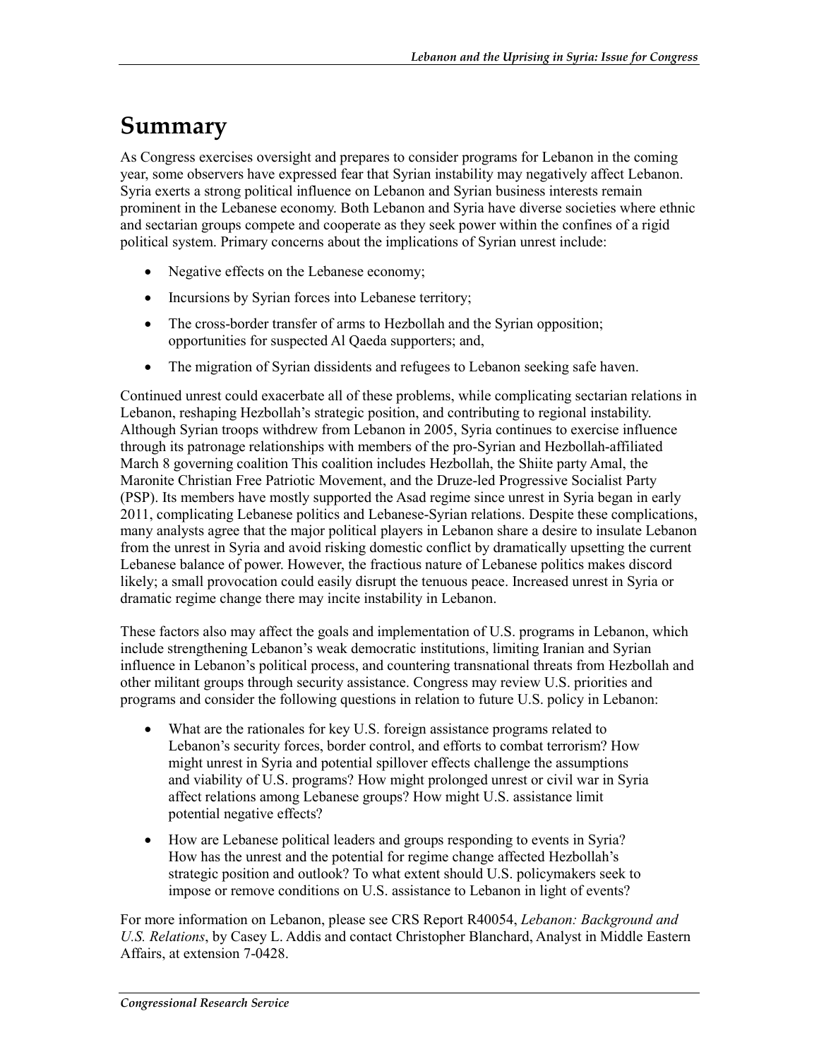# Summary

As Congress exercises oversight and prepares to consider programs for Lebanon in the coming year, some observers have expressed fear that Syrian instability may negatively affect Lebanon. Syria exerts a strong political influence on Lebanon and Syrian business interests remain prominent in the Lebanese economy. Both Lebanon and Syria have diverse societies where ethnic and sectarian groups compete and cooperate as they seek power within the confines of a rigid political system. Primary concerns about the implications of Syrian unrest include:

- Negative effects on the Lebanese economy;
- Incursions by Syrian forces into Lebanese territory;
- The cross-border transfer of arms to Hezbollah and the Syrian opposition; opportunities for suspected Al Qaeda supporters; and,
- The migration of Syrian dissidents and refugees to Lebanon seeking safe haven.

Continued unrest could exacerbate all of these problems, while complicating sectarian relations in Lebanon, reshaping Hezbollah's strategic position, and contributing to regional instability. Although Syrian troops withdrew from Lebanon in 2005, Syria continues to exercise influence through its patronage relationships with members of the pro-Syrian and Hezbollah-affiliated March 8 governing coalition This coalition includes Hezbollah, the Shiite party Amal, the Maronite Christian Free Patriotic Movement, and the Druze-led Progressive Socialist Party (PSP). Its members have mostly supported the Asad regime since unrest in Syria began in early 2011, complicating Lebanese politics and Lebanese-Syrian relations. Despite these complications, many analysts agree that the major political players in Lebanon share a desire to insulate Lebanon from the unrest in Syria and avoid risking domestic conflict by dramatically upsetting the current Lebanese balance of power. However, the fractious nature of Lebanese politics makes discord likely; a small provocation could easily disrupt the tenuous peace. Increased unrest in Syria or dramatic regime change there may incite instability in Lebanon.

These factors also may affect the goals and implementation of U.S. programs in Lebanon, which include strengthening Lebanon's weak democratic institutions, limiting Iranian and Syrian influence in Lebanon's political process, and countering transnational threats from Hezbollah and other militant groups through security assistance. Congress may review U.S. priorities and programs and consider the following questions in relation to future U.S. policy in Lebanon:

- What are the rationales for key U.S. foreign assistance programs related to Lebanon's security forces, border control, and efforts to combat terrorism? How might unrest in Syria and potential spillover effects challenge the assumptions and viability of U.S. programs? How might prolonged unrest or civil war in Syria affect relations among Lebanese groups? How might U.S. assistance limit potential negative effects?
- How are Lebanese political leaders and groups responding to events in Syria? How has the unrest and the potential for regime change affected Hezbollah's strategic position and outlook? To what extent should U.S. policymakers seek to impose or remove conditions on U.S. assistance to Lebanon in light of events?

For more information on Lebanon, please see CRS Report R40054, *Lebanon: Background and U.S. Relations*, by Casey L. Addis and contact Christopher Blanchard, Analyst in Middle Eastern Affairs, at extension 7-0428.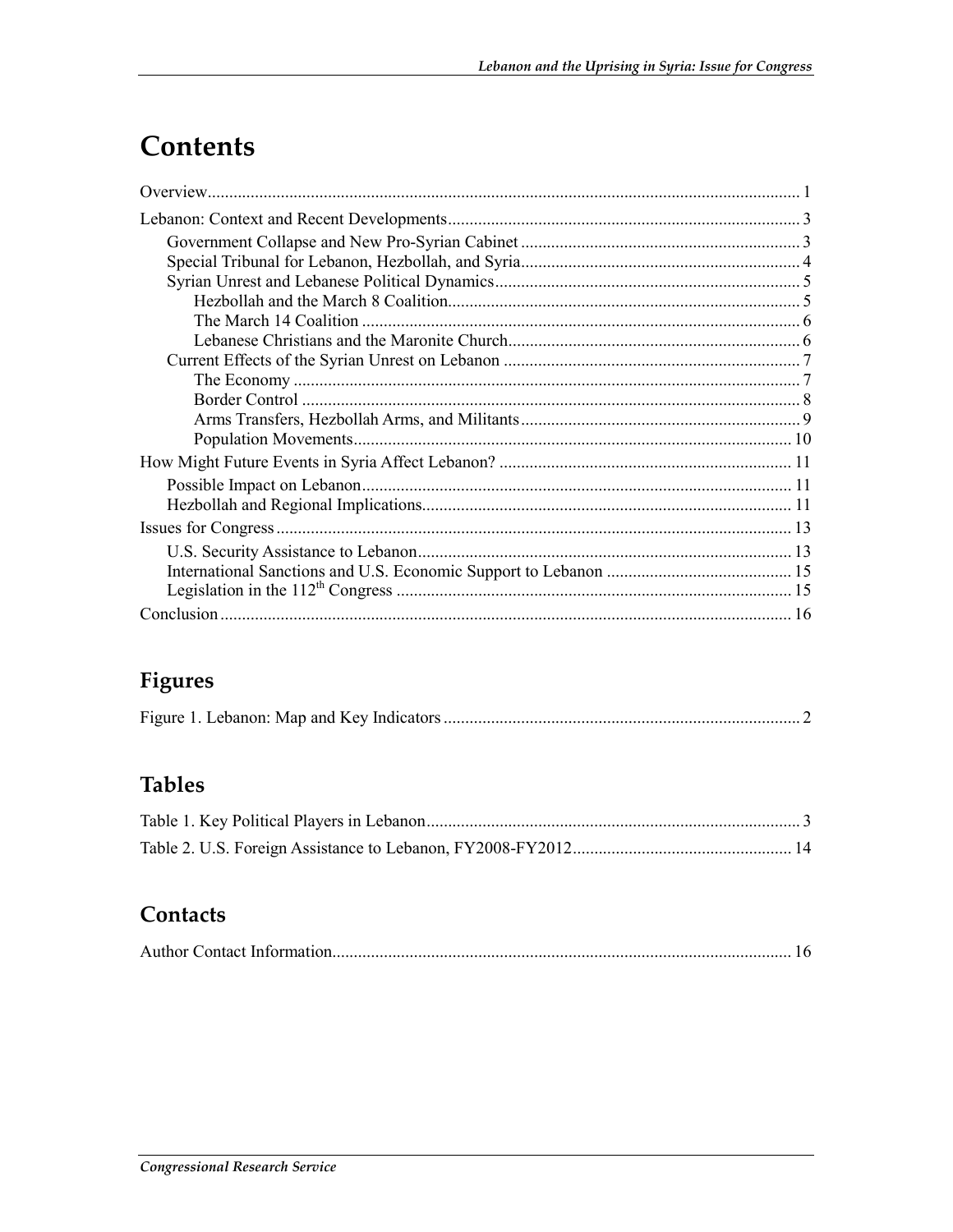# Contents

Overview ........................................................................................................................................ 1

Lebanon: Context and Recent Developments ................................................................................. 3

- Government Collapse and New Pro-Syrian Cabinet ................................................................ 3
- Special Tribunal for Lebanon, Hezbollah, and Syria ................................................................ 4
- Syrian Unrest and Lebanese Political Dynamics ...................................................................... 5
  - Hezbollah and the March 8 Coalition ................................................................................. 5
  - The March 14 Coalition ..................................................................................................... 6
  - Lebanese Christians and the Maronite Church ................................................................... 6
- Current Effects of the Syrian Unrest on Lebanon .................................................................... 7
  - The Economy .................................................................................................................... 7
  - Border Control .................................................................................................................. 8
  - Arms Transfers, Hezbollah Arms, and Militants ................................................................ 9
  - Population Movements ..................................................................................................... 10

How Might Future Events in Syria Affect Lebanon? ................................................................... 11

- Possible Impact on Lebanon .................................................................................................. 11
- Hezbollah and Regional Implications ..................................................................................... 11

Issues for Congress ...................................................................................................................... 13

- U.S. Security Assistance to Lebanon ...................................................................................... 13
- International Sanctions and U.S. Economic Support to Lebanon ........................................... 15
- Legislation in the 112th Congress ........................................................................................... 15

Conclusion ................................................................................................................................... 16

## Figures

Figure 1. Lebanon: Map and Key Indicators .................................................................................. 2

## Tables

Table 1. Key Political Players in Lebanon ...................................................................................... 3

Table 2. U.S. Foreign Assistance to Lebanon, FY2008-FY2012 .................................................. 14

## Contacts

Author Contact Information .......................................................................................................... 16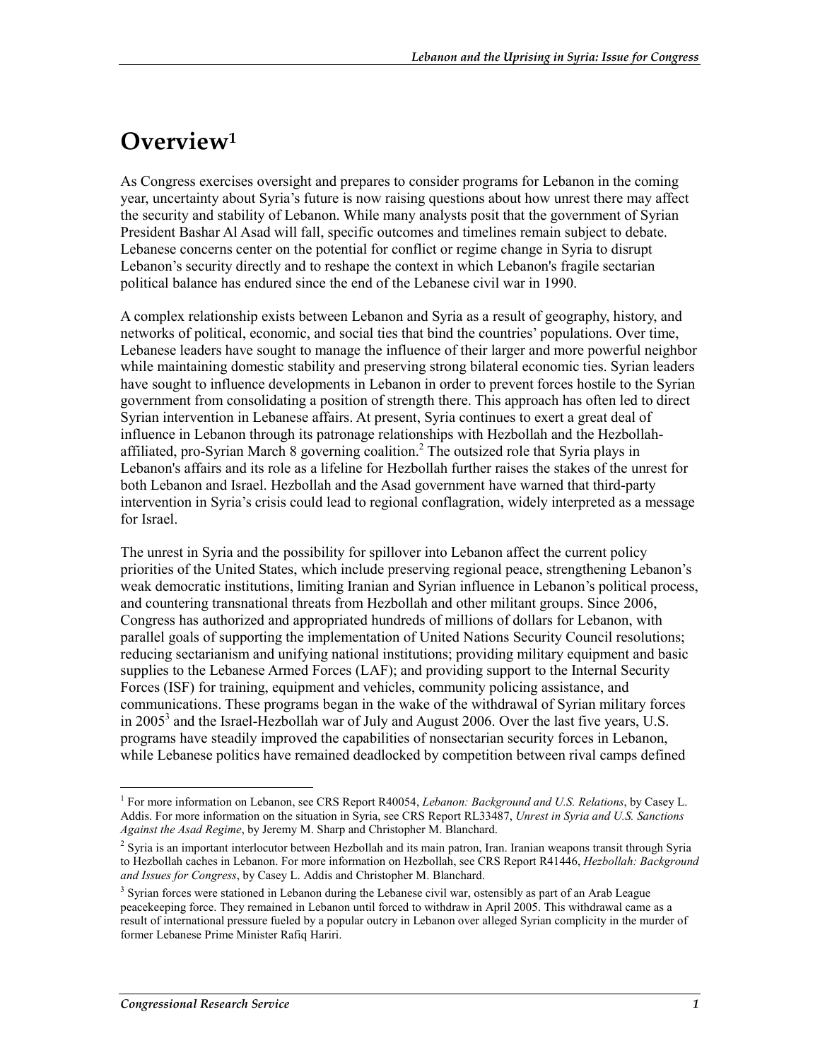# Overview[1]

As Congress exercises oversight and prepares to consider programs for Lebanon in the coming year, uncertainty about Syria's future is now raising questions about how unrest there may affect the security and stability of Lebanon. While many analysts posit that the government of Syrian President Bashar Al Asad will fall, specific outcomes and timelines remain subject to debate. Lebanese concerns center on the potential for conflict or regime change in Syria to disrupt Lebanon's security directly and to reshape the context in which Lebanon's fragile sectarian political balance has endured since the end of the Lebanese civil war in 1990.

A complex relationship exists between Lebanon and Syria as a result of geography, history, and networks of political, economic, and social ties that bind the countries' populations. Over time, Lebanese leaders have sought to manage the influence of their larger and more powerful neighbor while maintaining domestic stability and preserving strong bilateral economic ties. Syrian leaders have sought to influence developments in Lebanon in order to prevent forces hostile to the Syrian government from consolidating a position of strength there. This approach has often led to direct Syrian intervention in Lebanese affairs. At present, Syria continues to exert a great deal of influence in Lebanon through its patronage relationships with Hezbollah and the Hezbollah-affiliated, pro-Syrian March 8 governing coalition.[2] The outsized role that Syria plays in Lebanon's affairs and its role as a lifeline for Hezbollah further raises the stakes of the unrest for both Lebanon and Israel. Hezbollah and the Asad government have warned that third-party intervention in Syria's crisis could lead to regional conflagration, widely interpreted as a message for Israel.

The unrest in Syria and the possibility for spillover into Lebanon affect the current policy priorities of the United States, which include preserving regional peace, strengthening Lebanon's weak democratic institutions, limiting Iranian and Syrian influence in Lebanon's political process, and countering transnational threats from Hezbollah and other militant groups. Since 2006, Congress has authorized and appropriated hundreds of millions of dollars for Lebanon, with parallel goals of supporting the implementation of United Nations Security Council resolutions; reducing sectarianism and unifying national institutions; providing military equipment and basic supplies to the Lebanese Armed Forces (LAF); and providing support to the Internal Security Forces (ISF) for training, equipment and vehicles, community policing assistance, and communications. These programs began in the wake of the withdrawal of Syrian military forces in 2005[3] and the Israel-Hezbollah war of July and August 2006. Over the last five years, U.S. programs have steadily improved the capabilities of nonsectarian security forces in Lebanon, while Lebanese politics have remained deadlocked by competition between rival camps defined

---

[1] For more information on Lebanon, see CRS Report R40054, *Lebanon: Background and U.S. Relations*, by Casey L. Addis. For more information on the situation in Syria, see CRS Report RL33487, *Unrest in Syria and U.S. Sanctions Against the Asad Regime*, by Jeremy M. Sharp and Christopher M. Blanchard.

[2] Syria is an important interlocutor between Hezbollah and its main patron, Iran. Iranian weapons transit through Syria to Hezbollah caches in Lebanon. For more information on Hezbollah, see CRS Report R41446, *Hezbollah: Background and Issues for Congress*, by Casey L. Addis and Christopher M. Blanchard.

[3] Syrian forces were stationed in Lebanon during the Lebanese civil war, ostensibly as part of an Arab League peacekeeping force. They remained in Lebanon until forced to withdraw in April 2005. This withdrawal came as a result of international pressure fueled by a popular outcry in Lebanon over alleged Syrian complicity in the murder of former Lebanese Prime Minister Rafiq Hariri.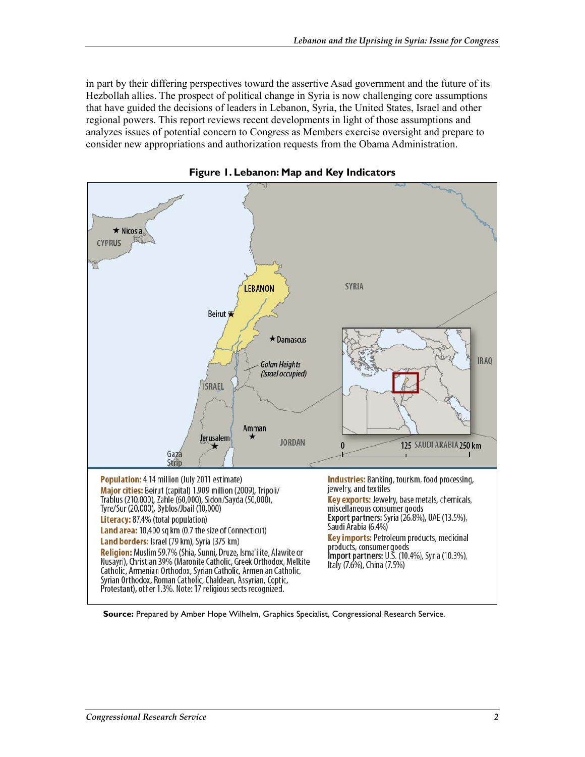in part by their differing perspectives toward the assertive Asad government and the future of its Hezbollah allies. The prospect of political change in Syria is now challenging core assumptions that have guided the decisions of leaders in Lebanon, Syria, the United States, Israel and other regional powers. This report reviews recent developments in light of those assumptions and analyzes issues of potential concern to Congress as Members exercise oversight and prepare to consider new appropriations and authorization requests from the Obama Administration.

**Figure 1. Lebanon: Map and Key Indicators**

Nicosia
CYPRUS
LEBANON
SYRIA
Beirut
Damascus
Golan Heights (Israel occupied)
IRAQ
ISRAEL
Amman
Jerusalem
JORDAN
Gaza Strip
0 125 SAUDI ARABIA 250 km

**Population:** 4.14 million (July 2011 estimate)
**Major cities:** Beirut (capital) 1.909 million (2009), Tripoli/Trablus (210,000), Zahle (60,000), Sidon/Sayda (50,000), Tyre/Sur (20,000), Byblos/Jbail (10,000)
**Literacy:** 87.4% (total population)
**Land area:** 10,400 sq km (0.7 the size of Connecticut)
**Land borders:** Israel (79 km), Syria (375 km)
**Religion:** Muslim 59.7% (Shia, Sunni, Druze, Isma'ilite, Alawite or Nusayri), Christian 39% (Maronite Catholic, Greek Orthodox, Melkite Catholic, Armenian Orthodox, Syrian Catholic, Armenian Catholic, Syrian Orthodox, Roman Catholic, Chaldean, Assyrian, Coptic, Protestant), other 1.3%. Note: 17 religious sects recognized.

**Industries:** Banking, tourism, food processing, jewelry, and textiles
**Key exports:** Jewelry, base metals, chemicals, miscellaneous consumer goods
**Export partners:** Syria (26.8%), UAE (13.5%), Saudi Arabia (6.4%)
**Key imports:** Petroleum products, medicinal products, consumer goods
**Import partners:** U.S. (10.4%), Syria (10.3%), Italy (7.6%), China (7.5%)

**Source:** Prepared by Amber Hope Wilhelm, Graphics Specialist, Congressional Research Service.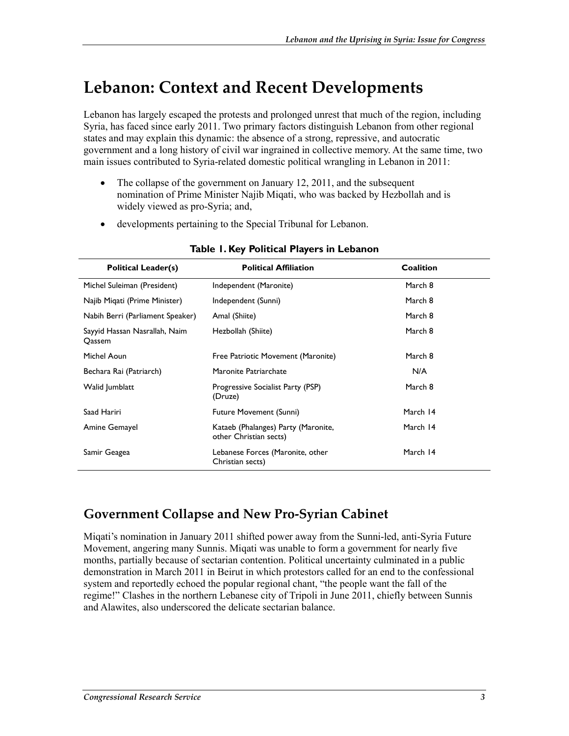# Lebanon: Context and Recent Developments

Lebanon has largely escaped the protests and prolonged unrest that much of the region, including Syria, has faced since early 2011. Two primary factors distinguish Lebanon from other regional states and may explain this dynamic: the absence of a strong, repressive, and autocratic government and a long history of civil war ingrained in collective memory. At the same time, two main issues contributed to Syria-related domestic political wrangling in Lebanon in 2011:

- The collapse of the government on January 12, 2011, and the subsequent nomination of Prime Minister Najib Miqati, who was backed by Hezbollah and is widely viewed as pro-Syria; and,
- developments pertaining to the Special Tribunal for Lebanon.

**Table 1. Key Political Players in Lebanon**

| Political Leader(s) | Political Affiliation | Coalition |
|---|---|---|
| Michel Suleiman (President) | Independent (Maronite) | March 8 |
| Najib Miqati (Prime Minister) | Independent (Sunni) | March 8 |
| Nabih Berri (Parliament Speaker) | Amal (Shiite) | March 8 |
| Sayyid Hassan Nasrallah, Naim Qassem | Hezbollah (Shiite) | March 8 |
| Michel Aoun | Free Patriotic Movement (Maronite) | March 8 |
| Bechara Rai (Patriarch) | Maronite Patriarchate | N/A |
| Walid Jumblatt | Progressive Socialist Party (PSP) (Druze) | March 8 |
| Saad Hariri | Future Movement (Sunni) | March 14 |
| Amine Gemayel | Kataeb (Phalanges) Party (Maronite, other Christian sects) | March 14 |
| Samir Geagea | Lebanese Forces (Maronite, other Christian sects) | March 14 |

## Government Collapse and New Pro-Syrian Cabinet

Miqati's nomination in January 2011 shifted power away from the Sunni-led, anti-Syria Future Movement, angering many Sunnis. Miqati was unable to form a government for nearly five months, partially because of sectarian contention. Political uncertainty culminated in a public demonstration in March 2011 in Beirut in which protestors called for an end to the confessional system and reportedly echoed the popular regional chant, "the people want the fall of the regime!" Clashes in the northern Lebanese city of Tripoli in June 2011, chiefly between Sunnis and Alawites, also underscored the delicate sectarian balance.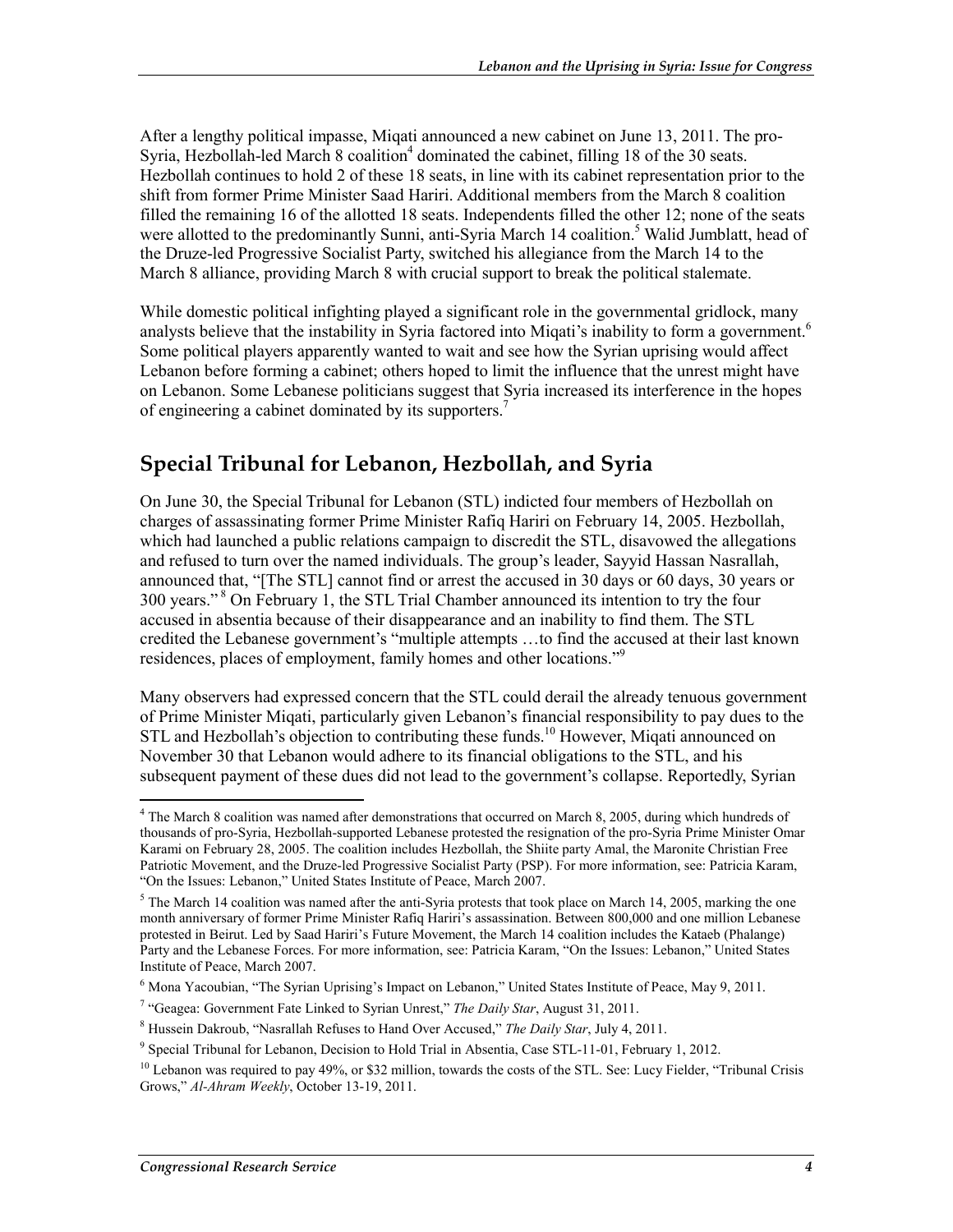After a lengthy political impasse, Miqati announced a new cabinet on June 13, 2011. The pro-Syria, Hezbollah-led March 8 coalition[4] dominated the cabinet, filling 18 of the 30 seats. Hezbollah continues to hold 2 of these 18 seats, in line with its cabinet representation prior to the shift from former Prime Minister Saad Hariri. Additional members from the March 8 coalition filled the remaining 16 of the allotted 18 seats. Independents filled the other 12; none of the seats were allotted to the predominantly Sunni, anti-Syria March 14 coalition.[5] Walid Jumblatt, head of the Druze-led Progressive Socialist Party, switched his allegiance from the March 14 to the March 8 alliance, providing March 8 with crucial support to break the political stalemate.

While domestic political infighting played a significant role in the governmental gridlock, many analysts believe that the instability in Syria factored into Miqati's inability to form a government.[6] Some political players apparently wanted to wait and see how the Syrian uprising would affect Lebanon before forming a cabinet; others hoped to limit the influence that the unrest might have on Lebanon. Some Lebanese politicians suggest that Syria increased its interference in the hopes of engineering a cabinet dominated by its supporters.[7]

## Special Tribunal for Lebanon, Hezbollah, and Syria

On June 30, the Special Tribunal for Lebanon (STL) indicted four members of Hezbollah on charges of assassinating former Prime Minister Rafiq Hariri on February 14, 2005. Hezbollah, which had launched a public relations campaign to discredit the STL, disavowed the allegations and refused to turn over the named individuals. The group's leader, Sayyid Hassan Nasrallah, announced that, "[The STL] cannot find or arrest the accused in 30 days or 60 days, 30 years or 300 years."[8] On February 1, the STL Trial Chamber announced its intention to try the four accused in absentia because of their disappearance and an inability to find them. The STL credited the Lebanese government's "multiple attempts …to find the accused at their last known residences, places of employment, family homes and other locations."[9]

Many observers had expressed concern that the STL could derail the already tenuous government of Prime Minister Miqati, particularly given Lebanon's financial responsibility to pay dues to the STL and Hezbollah's objection to contributing these funds.[10] However, Miqati announced on November 30 that Lebanon would adhere to its financial obligations to the STL, and his subsequent payment of these dues did not lead to the government's collapse. Reportedly, Syrian

---

[4] The March 8 coalition was named after demonstrations that occurred on March 8, 2005, during which hundreds of thousands of pro-Syria, Hezbollah-supported Lebanese protested the resignation of the pro-Syria Prime Minister Omar Karami on February 28, 2005. The coalition includes Hezbollah, the Shiite party Amal, the Maronite Christian Free Patriotic Movement, and the Druze-led Progressive Socialist Party (PSP). For more information, see: Patricia Karam, "On the Issues: Lebanon," United States Institute of Peace, March 2007.

[5] The March 14 coalition was named after the anti-Syria protests that took place on March 14, 2005, marking the one month anniversary of former Prime Minister Rafiq Hariri's assassination. Between 800,000 and one million Lebanese protested in Beirut. Led by Saad Hariri's Future Movement, the March 14 coalition includes the Kataeb (Phalange) Party and the Lebanese Forces. For more information, see: Patricia Karam, "On the Issues: Lebanon," United States Institute of Peace, March 2007.

[6] Mona Yacoubian, "The Syrian Uprising's Impact on Lebanon," United States Institute of Peace, May 9, 2011.

[7] "Geagea: Government Fate Linked to Syrian Unrest," *The Daily Star*, August 31, 2011.

[8] Hussein Dakroub, "Nasrallah Refuses to Hand Over Accused," *The Daily Star*, July 4, 2011.

[9] Special Tribunal for Lebanon, Decision to Hold Trial in Absentia, Case STL-11-01, February 1, 2012.

[10] Lebanon was required to pay 49%, or $32 million, towards the costs of the STL. See: Lucy Fielder, "Tribunal Crisis Grows," *Al-Ahram Weekly*, October 13-19, 2011.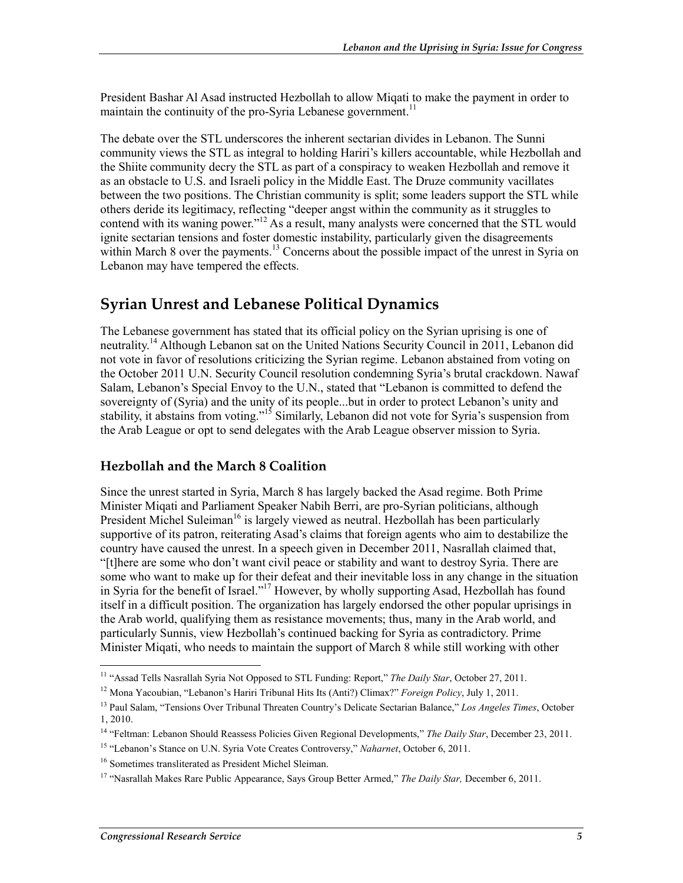President Bashar Al Asad instructed Hezbollah to allow Miqati to make the payment in order to maintain the continuity of the pro-Syria Lebanese government.[11]

The debate over the STL underscores the inherent sectarian divides in Lebanon. The Sunni community views the STL as integral to holding Hariri's killers accountable, while Hezbollah and the Shiite community decry the STL as part of a conspiracy to weaken Hezbollah and remove it as an obstacle to U.S. and Israeli policy in the Middle East. The Druze community vacillates between the two positions. The Christian community is split; some leaders support the STL while others deride its legitimacy, reflecting "deeper angst within the community as it struggles to contend with its waning power."[12] As a result, many analysts were concerned that the STL would ignite sectarian tensions and foster domestic instability, particularly given the disagreements within March 8 over the payments.[13] Concerns about the possible impact of the unrest in Syria on Lebanon may have tempered the effects.

## Syrian Unrest and Lebanese Political Dynamics

The Lebanese government has stated that its official policy on the Syrian uprising is one of neutrality.[14] Although Lebanon sat on the United Nations Security Council in 2011, Lebanon did not vote in favor of resolutions criticizing the Syrian regime. Lebanon abstained from voting on the October 2011 U.N. Security Council resolution condemning Syria's brutal crackdown. Nawaf Salam, Lebanon's Special Envoy to the U.N., stated that "Lebanon is committed to defend the sovereignty of (Syria) and the unity of its people...but in order to protect Lebanon's unity and stability, it abstains from voting."[15] Similarly, Lebanon did not vote for Syria's suspension from the Arab League or opt to send delegates with the Arab League observer mission to Syria.

### Hezbollah and the March 8 Coalition

Since the unrest started in Syria, March 8 has largely backed the Asad regime. Both Prime Minister Miqati and Parliament Speaker Nabih Berri, are pro-Syrian politicians, although President Michel Suleiman[16] is largely viewed as neutral. Hezbollah has been particularly supportive of its patron, reiterating Asad's claims that foreign agents who aim to destabilize the country have caused the unrest. In a speech given in December 2011, Nasrallah claimed that, "[t]here are some who don't want civil peace or stability and want to destroy Syria. There are some who want to make up for their defeat and their inevitable loss in any change in the situation in Syria for the benefit of Israel."[17] However, by wholly supporting Asad, Hezbollah has found itself in a difficult position. The organization has largely endorsed the other popular uprisings in the Arab world, qualifying them as resistance movements; thus, many in the Arab world, and particularly Sunnis, view Hezbollah's continued backing for Syria as contradictory. Prime Minister Miqati, who needs to maintain the support of March 8 while still working with other

---

[11] "Assad Tells Nasrallah Syria Not Opposed to STL Funding: Report," *The Daily Star*, October 27, 2011.

[12] Mona Yacoubian, "Lebanon's Hariri Tribunal Hits Its (Anti?) Climax?" *Foreign Policy*, July 1, 2011.

[13] Paul Salam, "Tensions Over Tribunal Threaten Country's Delicate Sectarian Balance," *Los Angeles Times*, October 1, 2010.

[14] "Feltman: Lebanon Should Reassess Policies Given Regional Developments," *The Daily Star*, December 23, 2011.

[15] "Lebanon's Stance on U.N. Syria Vote Creates Controversy," *Naharnet*, October 6, 2011.

[16] Sometimes transliterated as President Michel Sleiman.

[17] "Nasrallah Makes Rare Public Appearance, Says Group Better Armed," *The Daily Star,* December 6, 2011.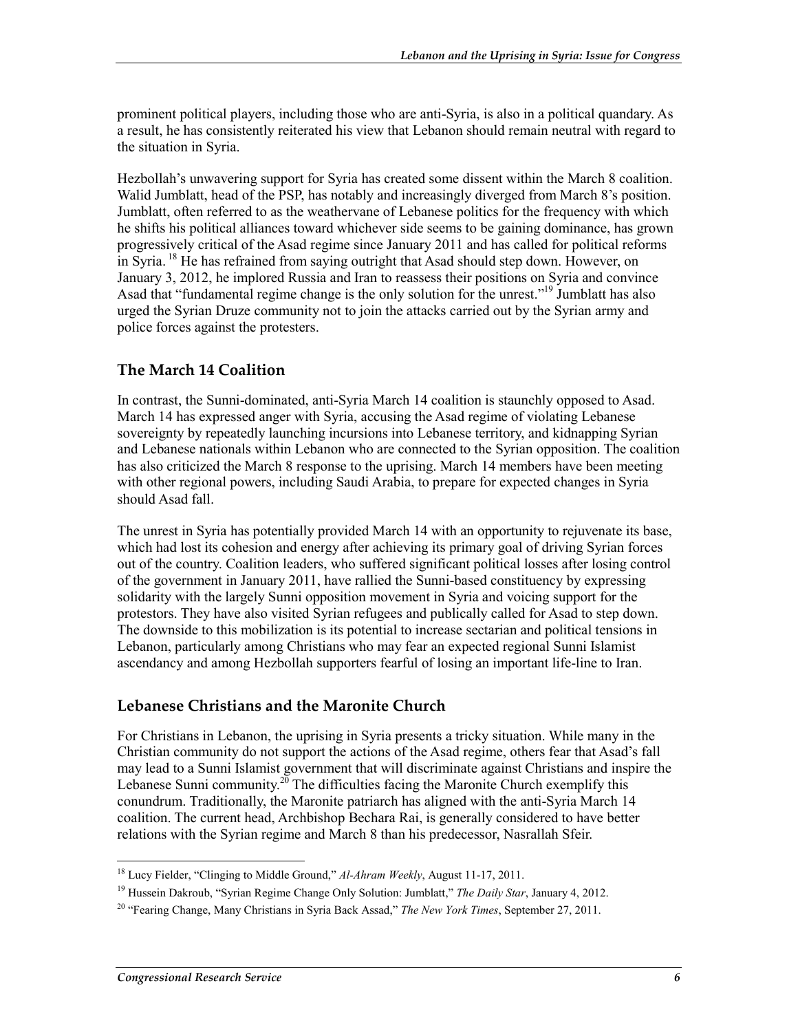prominent political players, including those who are anti-Syria, is also in a political quandary. As a result, he has consistently reiterated his view that Lebanon should remain neutral with regard to the situation in Syria.

Hezbollah's unwavering support for Syria has created some dissent within the March 8 coalition. Walid Jumblatt, head of the PSP, has notably and increasingly diverged from March 8's position. Jumblatt, often referred to as the weathervane of Lebanese politics for the frequency with which he shifts his political alliances toward whichever side seems to be gaining dominance, has grown progressively critical of the Asad regime since January 2011 and has called for political reforms in Syria.[18] He has refrained from saying outright that Asad should step down. However, on January 3, 2012, he implored Russia and Iran to reassess their positions on Syria and convince Asad that "fundamental regime change is the only solution for the unrest."[19] Jumblatt has also urged the Syrian Druze community not to join the attacks carried out by the Syrian army and police forces against the protesters.

### The March 14 Coalition

In contrast, the Sunni-dominated, anti-Syria March 14 coalition is staunchly opposed to Asad. March 14 has expressed anger with Syria, accusing the Asad regime of violating Lebanese sovereignty by repeatedly launching incursions into Lebanese territory, and kidnapping Syrian and Lebanese nationals within Lebanon who are connected to the Syrian opposition. The coalition has also criticized the March 8 response to the uprising. March 14 members have been meeting with other regional powers, including Saudi Arabia, to prepare for expected changes in Syria should Asad fall.

The unrest in Syria has potentially provided March 14 with an opportunity to rejuvenate its base, which had lost its cohesion and energy after achieving its primary goal of driving Syrian forces out of the country. Coalition leaders, who suffered significant political losses after losing control of the government in January 2011, have rallied the Sunni-based constituency by expressing solidarity with the largely Sunni opposition movement in Syria and voicing support for the protestors. They have also visited Syrian refugees and publically called for Asad to step down. The downside to this mobilization is its potential to increase sectarian and political tensions in Lebanon, particularly among Christians who may fear an expected regional Sunni Islamist ascendancy and among Hezbollah supporters fearful of losing an important life-line to Iran.

### Lebanese Christians and the Maronite Church

For Christians in Lebanon, the uprising in Syria presents a tricky situation. While many in the Christian community do not support the actions of the Asad regime, others fear that Asad's fall may lead to a Sunni Islamist government that will discriminate against Christians and inspire the Lebanese Sunni community.[20] The difficulties facing the Maronite Church exemplify this conundrum. Traditionally, the Maronite patriarch has aligned with the anti-Syria March 14 coalition. The current head, Archbishop Bechara Rai, is generally considered to have better relations with the Syrian regime and March 8 than his predecessor, Nasrallah Sfeir.

---

[18] Lucy Fielder, "Clinging to Middle Ground," *Al-Ahram Weekly*, August 11-17, 2011.

[19] Hussein Dakroub, "Syrian Regime Change Only Solution: Jumblatt," *The Daily Star*, January 4, 2012.

[20] "Fearing Change, Many Christians in Syria Back Assad," *The New York Times*, September 27, 2011.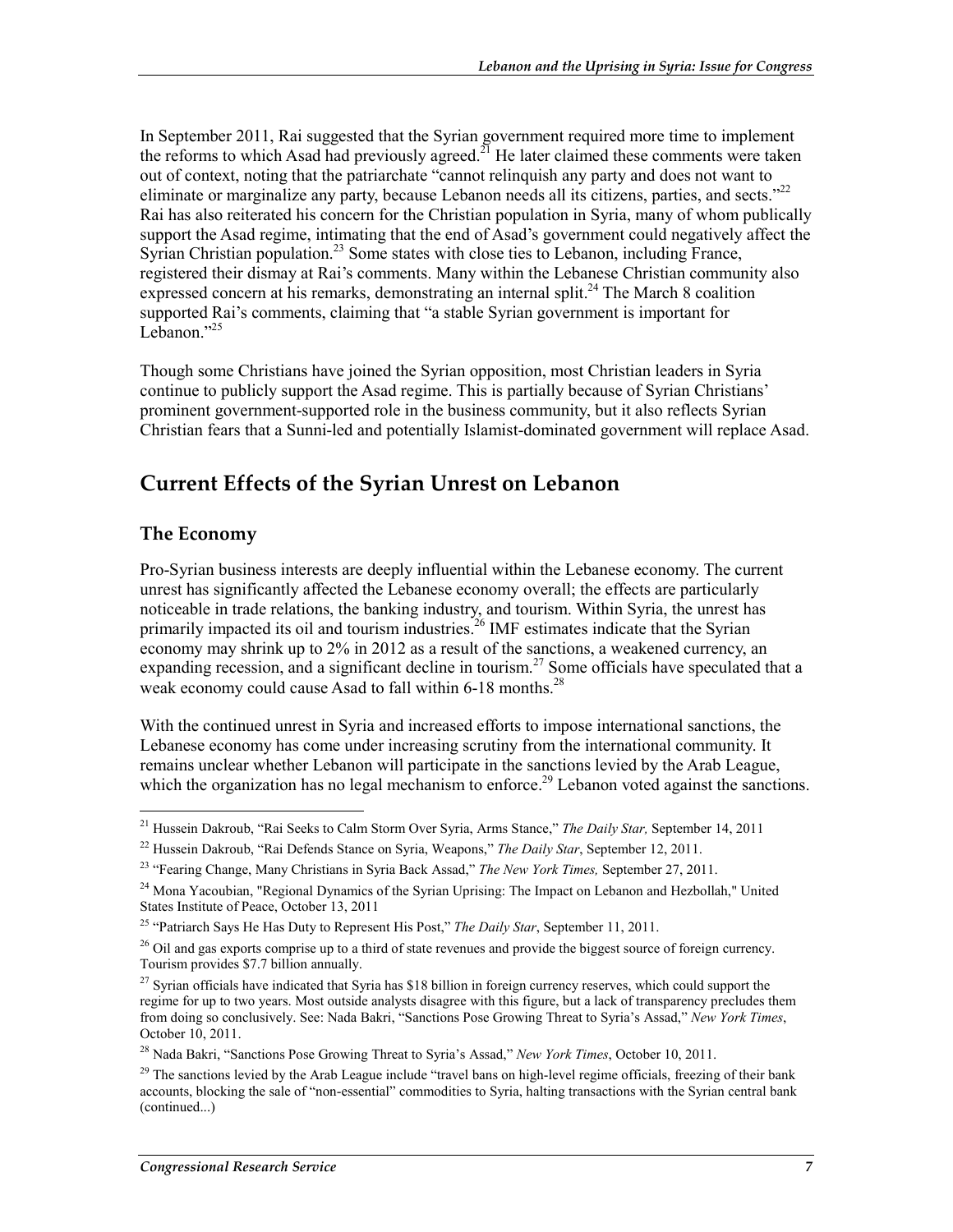In September 2011, Rai suggested that the Syrian government required more time to implement the reforms to which Asad had previously agreed.[21] He later claimed these comments were taken out of context, noting that the patriarchate "cannot relinquish any party and does not want to eliminate or marginalize any party, because Lebanon needs all its citizens, parties, and sects."[22] Rai has also reiterated his concern for the Christian population in Syria, many of whom publically support the Asad regime, intimating that the end of Asad's government could negatively affect the Syrian Christian population.[23] Some states with close ties to Lebanon, including France, registered their dismay at Rai's comments. Many within the Lebanese Christian community also expressed concern at his remarks, demonstrating an internal split.[24] The March 8 coalition supported Rai's comments, claiming that "a stable Syrian government is important for Lebanon."[25]

Though some Christians have joined the Syrian opposition, most Christian leaders in Syria continue to publicly support the Asad regime. This is partially because of Syrian Christians' prominent government-supported role in the business community, but it also reflects Syrian Christian fears that a Sunni-led and potentially Islamist-dominated government will replace Asad.

## Current Effects of the Syrian Unrest on Lebanon

### The Economy

Pro-Syrian business interests are deeply influential within the Lebanese economy. The current unrest has significantly affected the Lebanese economy overall; the effects are particularly noticeable in trade relations, the banking industry, and tourism. Within Syria, the unrest has primarily impacted its oil and tourism industries.[26] IMF estimates indicate that the Syrian economy may shrink up to 2% in 2012 as a result of the sanctions, a weakened currency, an expanding recession, and a significant decline in tourism.[27] Some officials have speculated that a weak economy could cause Asad to fall within 6-18 months.[28]

With the continued unrest in Syria and increased efforts to impose international sanctions, the Lebanese economy has come under increasing scrutiny from the international community. It remains unclear whether Lebanon will participate in the sanctions levied by the Arab League, which the organization has no legal mechanism to enforce.[29] Lebanon voted against the sanctions.

---

[21] Hussein Dakroub, "Rai Seeks to Calm Storm Over Syria, Arms Stance," *The Daily Star,* September 14, 2011

[22] Hussein Dakroub, "Rai Defends Stance on Syria, Weapons," *The Daily Star*, September 12, 2011.

[23] "Fearing Change, Many Christians in Syria Back Assad," *The New York Times,* September 27, 2011.

[24] Mona Yacoubian, "Regional Dynamics of the Syrian Uprising: The Impact on Lebanon and Hezbollah," United States Institute of Peace, October 13, 2011

[25] "Patriarch Says He Has Duty to Represent His Post," *The Daily Star*, September 11, 2011.

[26] Oil and gas exports comprise up to a third of state revenues and provide the biggest source of foreign currency. Tourism provides $7.7 billion annually.

[27] Syrian officials have indicated that Syria has $18 billion in foreign currency reserves, which could support the regime for up to two years. Most outside analysts disagree with this figure, but a lack of transparency precludes them from doing so conclusively. See: Nada Bakri, "Sanctions Pose Growing Threat to Syria's Assad," *New York Times*, October 10, 2011.

[28] Nada Bakri, "Sanctions Pose Growing Threat to Syria's Assad," *New York Times*, October 10, 2011.

[29] The sanctions levied by the Arab League include "travel bans on high-level regime officials, freezing of their bank accounts, blocking the sale of "non-essential" commodities to Syria, halting transactions with the Syrian central bank (continued...)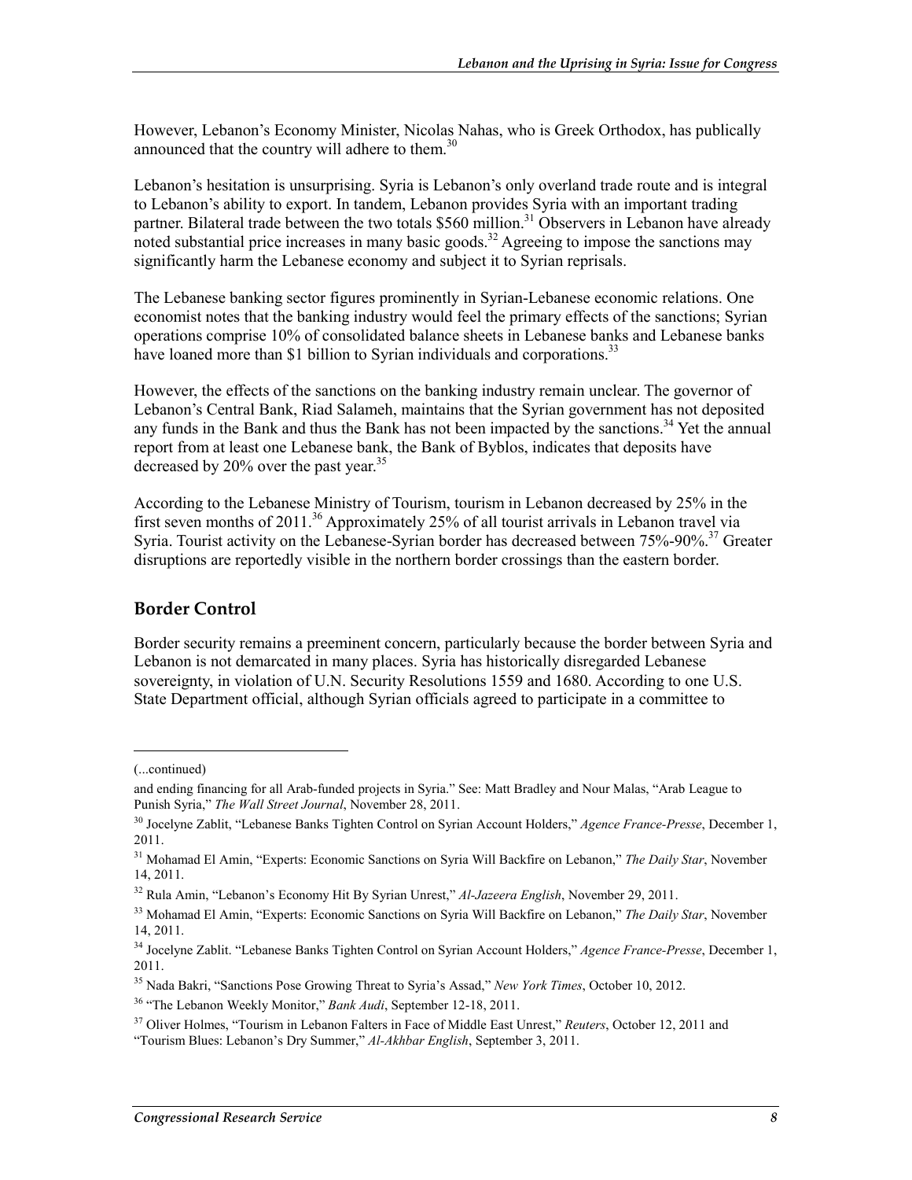However, Lebanon's Economy Minister, Nicolas Nahas, who is Greek Orthodox, has publically announced that the country will adhere to them.[30]

Lebanon's hesitation is unsurprising. Syria is Lebanon's only overland trade route and is integral to Lebanon's ability to export. In tandem, Lebanon provides Syria with an important trading partner. Bilateral trade between the two totals $560 million.[31] Observers in Lebanon have already noted substantial price increases in many basic goods.[32] Agreeing to impose the sanctions may significantly harm the Lebanese economy and subject it to Syrian reprisals.

The Lebanese banking sector figures prominently in Syrian-Lebanese economic relations. One economist notes that the banking industry would feel the primary effects of the sanctions; Syrian operations comprise 10% of consolidated balance sheets in Lebanese banks and Lebanese banks have loaned more than $1 billion to Syrian individuals and corporations.[33]

However, the effects of the sanctions on the banking industry remain unclear. The governor of Lebanon's Central Bank, Riad Salameh, maintains that the Syrian government has not deposited any funds in the Bank and thus the Bank has not been impacted by the sanctions.[34] Yet the annual report from at least one Lebanese bank, the Bank of Byblos, indicates that deposits have decreased by 20% over the past year.[35]

According to the Lebanese Ministry of Tourism, tourism in Lebanon decreased by 25% in the first seven months of 2011.[36] Approximately 25% of all tourist arrivals in Lebanon travel via Syria. Tourist activity on the Lebanese-Syrian border has decreased between 75%-90%.[37] Greater disruptions are reportedly visible in the northern border crossings than the eastern border.

## Border Control

Border security remains a preeminent concern, particularly because the border between Syria and Lebanon is not demarcated in many places. Syria has historically disregarded Lebanese sovereignty, in violation of U.N. Security Resolutions 1559 and 1680. According to one U.S. State Department official, although Syrian officials agreed to participate in a committee to

---

(...continued)

and ending financing for all Arab-funded projects in Syria." See: Matt Bradley and Nour Malas, "Arab League to Punish Syria," *The Wall Street Journal*, November 28, 2011.

[30] Jocelyne Zablit, "Lebanese Banks Tighten Control on Syrian Account Holders," *Agence France-Presse*, December 1, 2011.

[31] Mohamad El Amin, "Experts: Economic Sanctions on Syria Will Backfire on Lebanon," *The Daily Star*, November 14, 2011.

[32] Rula Amin, "Lebanon's Economy Hit By Syrian Unrest," *Al-Jazeera English*, November 29, 2011.

[33] Mohamad El Amin, "Experts: Economic Sanctions on Syria Will Backfire on Lebanon," *The Daily Star*, November 14, 2011.

[34] Jocelyne Zablit. "Lebanese Banks Tighten Control on Syrian Account Holders," *Agence France-Presse*, December 1, 2011.

[35] Nada Bakri, "Sanctions Pose Growing Threat to Syria's Assad," *New York Times*, October 10, 2012.

[36] "The Lebanon Weekly Monitor," *Bank Audi*, September 12-18, 2011.

[37] Oliver Holmes, "Tourism in Lebanon Falters in Face of Middle East Unrest," *Reuters*, October 12, 2011 and "Tourism Blues: Lebanon's Dry Summer," *Al-Akhbar English*, September 3, 2011.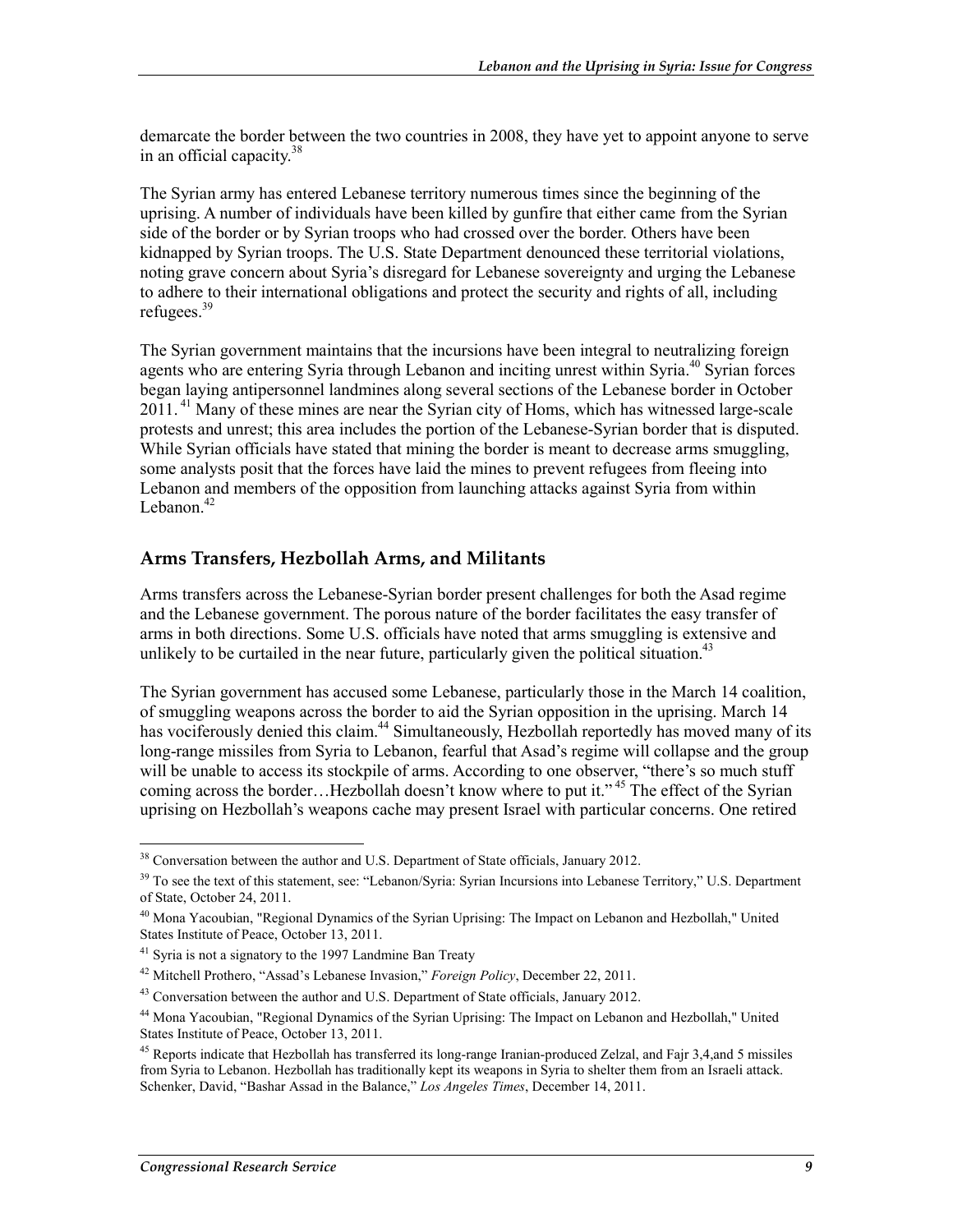demarcate the border between the two countries in 2008, they have yet to appoint anyone to serve in an official capacity.[38]

The Syrian army has entered Lebanese territory numerous times since the beginning of the uprising. A number of individuals have been killed by gunfire that either came from the Syrian side of the border or by Syrian troops who had crossed over the border. Others have been kidnapped by Syrian troops. The U.S. State Department denounced these territorial violations, noting grave concern about Syria's disregard for Lebanese sovereignty and urging the Lebanese to adhere to their international obligations and protect the security and rights of all, including refugees.[39]

The Syrian government maintains that the incursions have been integral to neutralizing foreign agents who are entering Syria through Lebanon and inciting unrest within Syria.[40] Syrian forces began laying antipersonnel landmines along several sections of the Lebanese border in October 2011.[41] Many of these mines are near the Syrian city of Homs, which has witnessed large-scale protests and unrest; this area includes the portion of the Lebanese-Syrian border that is disputed. While Syrian officials have stated that mining the border is meant to decrease arms smuggling, some analysts posit that the forces have laid the mines to prevent refugees from fleeing into Lebanon and members of the opposition from launching attacks against Syria from within Lebanon.[42]

### Arms Transfers, Hezbollah Arms, and Militants

Arms transfers across the Lebanese-Syrian border present challenges for both the Asad regime and the Lebanese government. The porous nature of the border facilitates the easy transfer of arms in both directions. Some U.S. officials have noted that arms smuggling is extensive and unlikely to be curtailed in the near future, particularly given the political situation.[43]

The Syrian government has accused some Lebanese, particularly those in the March 14 coalition, of smuggling weapons across the border to aid the Syrian opposition in the uprising. March 14 has vociferously denied this claim.[44] Simultaneously, Hezbollah reportedly has moved many of its long-range missiles from Syria to Lebanon, fearful that Asad's regime will collapse and the group will be unable to access its stockpile of arms. According to one observer, "there's so much stuff coming across the border…Hezbollah doesn't know where to put it."[45] The effect of the Syrian uprising on Hezbollah's weapons cache may present Israel with particular concerns. One retired

---

[38] Conversation between the author and U.S. Department of State officials, January 2012.

[39] To see the text of this statement, see: "Lebanon/Syria: Syrian Incursions into Lebanese Territory," U.S. Department of State, October 24, 2011.

[40] Mona Yacoubian, "Regional Dynamics of the Syrian Uprising: The Impact on Lebanon and Hezbollah," United States Institute of Peace, October 13, 2011.

[41] Syria is not a signatory to the 1997 Landmine Ban Treaty

[42] Mitchell Prothero, "Assad's Lebanese Invasion," *Foreign Policy*, December 22, 2011.

[43] Conversation between the author and U.S. Department of State officials, January 2012.

[44] Mona Yacoubian, "Regional Dynamics of the Syrian Uprising: The Impact on Lebanon and Hezbollah," United States Institute of Peace, October 13, 2011.

[45] Reports indicate that Hezbollah has transferred its long-range Iranian-produced Zelzal, and Fajr 3,4,and 5 missiles from Syria to Lebanon. Hezbollah has traditionally kept its weapons in Syria to shelter them from an Israeli attack. Schenker, David, "Bashar Assad in the Balance," *Los Angeles Times*, December 14, 2011.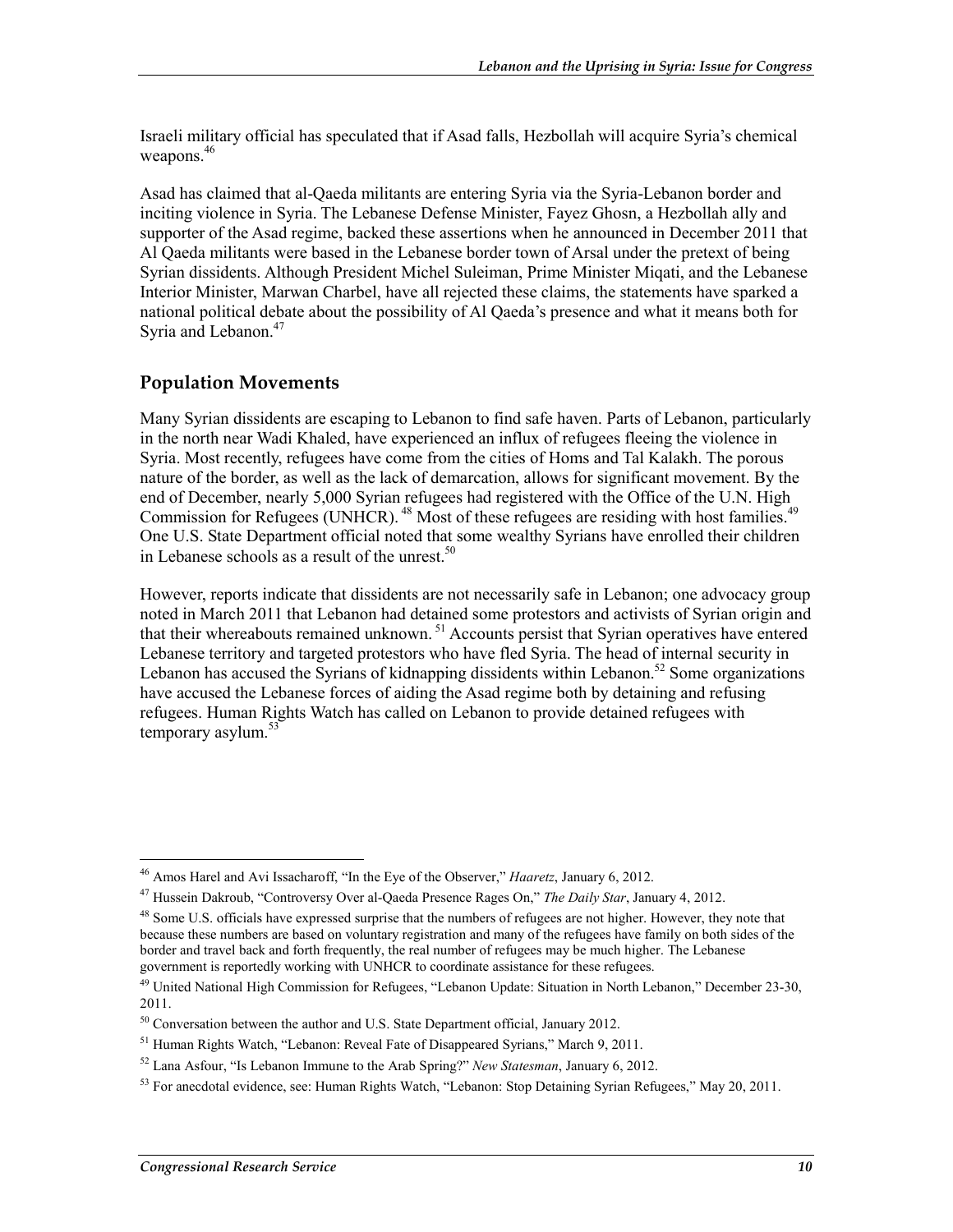Israeli military official has speculated that if Asad falls, Hezbollah will acquire Syria's chemical weapons.[46]

Asad has claimed that al-Qaeda militants are entering Syria via the Syria-Lebanon border and inciting violence in Syria. The Lebanese Defense Minister, Fayez Ghosn, a Hezbollah ally and supporter of the Asad regime, backed these assertions when he announced in December 2011 that Al Qaeda militants were based in the Lebanese border town of Arsal under the pretext of being Syrian dissidents. Although President Michel Suleiman, Prime Minister Miqati, and the Lebanese Interior Minister, Marwan Charbel, have all rejected these claims, the statements have sparked a national political debate about the possibility of Al Qaeda's presence and what it means both for Syria and Lebanon.[47]

## Population Movements

Many Syrian dissidents are escaping to Lebanon to find safe haven. Parts of Lebanon, particularly in the north near Wadi Khaled, have experienced an influx of refugees fleeing the violence in Syria. Most recently, refugees have come from the cities of Homs and Tal Kalakh. The porous nature of the border, as well as the lack of demarcation, allows for significant movement. By the end of December, nearly 5,000 Syrian refugees had registered with the Office of the U.N. High Commission for Refugees (UNHCR).[48] Most of these refugees are residing with host families.[49] One U.S. State Department official noted that some wealthy Syrians have enrolled their children in Lebanese schools as a result of the unrest.[50]

However, reports indicate that dissidents are not necessarily safe in Lebanon; one advocacy group noted in March 2011 that Lebanon had detained some protestors and activists of Syrian origin and that their whereabouts remained unknown.[51] Accounts persist that Syrian operatives have entered Lebanese territory and targeted protestors who have fled Syria. The head of internal security in Lebanon has accused the Syrians of kidnapping dissidents within Lebanon.[52] Some organizations have accused the Lebanese forces of aiding the Asad regime both by detaining and refusing refugees. Human Rights Watch has called on Lebanon to provide detained refugees with temporary asylum.[53]

---

[46] Amos Harel and Avi Issacharoff, "In the Eye of the Observer," *Haaretz*, January 6, 2012.

[47] Hussein Dakroub, "Controversy Over al-Qaeda Presence Rages On," *The Daily Star*, January 4, 2012.

[48] Some U.S. officials have expressed surprise that the numbers of refugees are not higher. However, they note that because these numbers are based on voluntary registration and many of the refugees have family on both sides of the border and travel back and forth frequently, the real number of refugees may be much higher. The Lebanese government is reportedly working with UNHCR to coordinate assistance for these refugees.

[49] United National High Commission for Refugees, "Lebanon Update: Situation in North Lebanon," December 23-30, 2011.

[50] Conversation between the author and U.S. State Department official, January 2012.

[51] Human Rights Watch, "Lebanon: Reveal Fate of Disappeared Syrians," March 9, 2011.

[52] Lana Asfour, "Is Lebanon Immune to the Arab Spring?" *New Statesman*, January 6, 2012.

[53] For anecdotal evidence, see: Human Rights Watch, "Lebanon: Stop Detaining Syrian Refugees," May 20, 2011.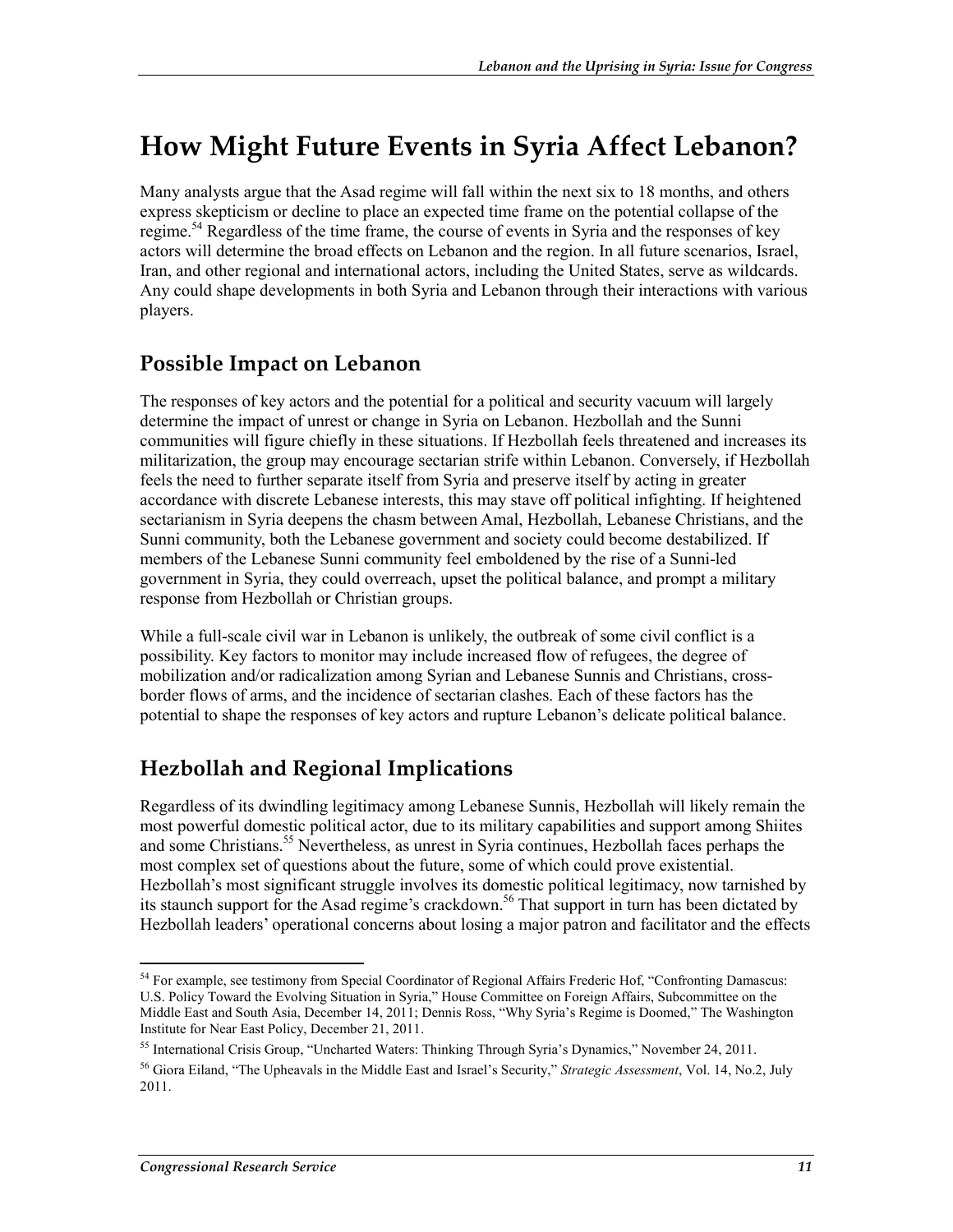# How Might Future Events in Syria Affect Lebanon?

Many analysts argue that the Asad regime will fall within the next six to 18 months, and others express skepticism or decline to place an expected time frame on the potential collapse of the regime.[54] Regardless of the time frame, the course of events in Syria and the responses of key actors will determine the broad effects on Lebanon and the region. In all future scenarios, Israel, Iran, and other regional and international actors, including the United States, serve as wildcards. Any could shape developments in both Syria and Lebanon through their interactions with various players.

## Possible Impact on Lebanon

The responses of key actors and the potential for a political and security vacuum will largely determine the impact of unrest or change in Syria on Lebanon. Hezbollah and the Sunni communities will figure chiefly in these situations. If Hezbollah feels threatened and increases its militarization, the group may encourage sectarian strife within Lebanon. Conversely, if Hezbollah feels the need to further separate itself from Syria and preserve itself by acting in greater accordance with discrete Lebanese interests, this may stave off political infighting. If heightened sectarianism in Syria deepens the chasm between Amal, Hezbollah, Lebanese Christians, and the Sunni community, both the Lebanese government and society could become destabilized. If members of the Lebanese Sunni community feel emboldened by the rise of a Sunni-led government in Syria, they could overreach, upset the political balance, and prompt a military response from Hezbollah or Christian groups.

While a full-scale civil war in Lebanon is unlikely, the outbreak of some civil conflict is a possibility. Key factors to monitor may include increased flow of refugees, the degree of mobilization and/or radicalization among Syrian and Lebanese Sunnis and Christians, cross-border flows of arms, and the incidence of sectarian clashes. Each of these factors has the potential to shape the responses of key actors and rupture Lebanon's delicate political balance.

# Hezbollah and Regional Implications

Regardless of its dwindling legitimacy among Lebanese Sunnis, Hezbollah will likely remain the most powerful domestic political actor, due to its military capabilities and support among Shiites and some Christians.[55] Nevertheless, as unrest in Syria continues, Hezbollah faces perhaps the most complex set of questions about the future, some of which could prove existential. Hezbollah's most significant struggle involves its domestic political legitimacy, now tarnished by its staunch support for the Asad regime's crackdown.[56] That support in turn has been dictated by Hezbollah leaders' operational concerns about losing a major patron and facilitator and the effects

---

[54] For example, see testimony from Special Coordinator of Regional Affairs Frederic Hof, "Confronting Damascus: U.S. Policy Toward the Evolving Situation in Syria," House Committee on Foreign Affairs, Subcommittee on the Middle East and South Asia, December 14, 2011; Dennis Ross, "Why Syria's Regime is Doomed," The Washington Institute for Near East Policy, December 21, 2011.

[55] International Crisis Group, "Uncharted Waters: Thinking Through Syria's Dynamics," November 24, 2011.

[56] Giora Eiland, "The Upheavals in the Middle East and Israel's Security," *Strategic Assessment*, Vol. 14, No.2, July 2011.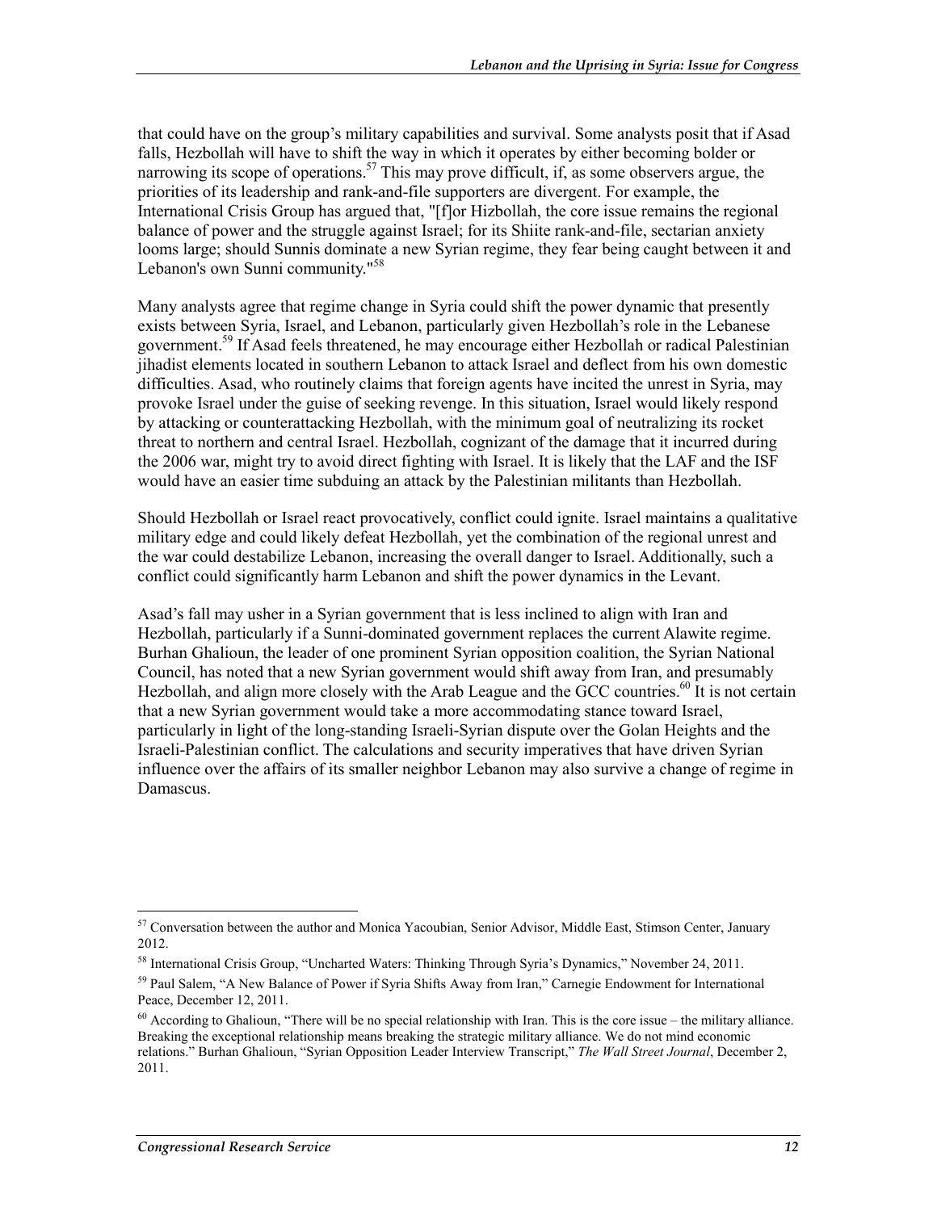that could have on the group's military capabilities and survival. Some analysts posit that if Asad falls, Hezbollah will have to shift the way in which it operates by either becoming bolder or narrowing its scope of operations.[57] This may prove difficult, if, as some observers argue, the priorities of its leadership and rank-and-file supporters are divergent. For example, the International Crisis Group has argued that, "[f]or Hizbollah, the core issue remains the regional balance of power and the struggle against Israel; for its Shiite rank-and-file, sectarian anxiety looms large; should Sunnis dominate a new Syrian regime, they fear being caught between it and Lebanon's own Sunni community."[58]

Many analysts agree that regime change in Syria could shift the power dynamic that presently exists between Syria, Israel, and Lebanon, particularly given Hezbollah's role in the Lebanese government.[59] If Asad feels threatened, he may encourage either Hezbollah or radical Palestinian jihadist elements located in southern Lebanon to attack Israel and deflect from his own domestic difficulties. Asad, who routinely claims that foreign agents have incited the unrest in Syria, may provoke Israel under the guise of seeking revenge. In this situation, Israel would likely respond by attacking or counterattacking Hezbollah, with the minimum goal of neutralizing its rocket threat to northern and central Israel. Hezbollah, cognizant of the damage that it incurred during the 2006 war, might try to avoid direct fighting with Israel. It is likely that the LAF and the ISF would have an easier time subduing an attack by the Palestinian militants than Hezbollah.

Should Hezbollah or Israel react provocatively, conflict could ignite. Israel maintains a qualitative military edge and could likely defeat Hezbollah, yet the combination of the regional unrest and the war could destabilize Lebanon, increasing the overall danger to Israel. Additionally, such a conflict could significantly harm Lebanon and shift the power dynamics in the Levant.

Asad's fall may usher in a Syrian government that is less inclined to align with Iran and Hezbollah, particularly if a Sunni-dominated government replaces the current Alawite regime. Burhan Ghalioun, the leader of one prominent Syrian opposition coalition, the Syrian National Council, has noted that a new Syrian government would shift away from Iran, and presumably Hezbollah, and align more closely with the Arab League and the GCC countries.[60] It is not certain that a new Syrian government would take a more accommodating stance toward Israel, particularly in light of the long-standing Israeli-Syrian dispute over the Golan Heights and the Israeli-Palestinian conflict. The calculations and security imperatives that have driven Syrian influence over the affairs of its smaller neighbor Lebanon may also survive a change of regime in Damascus.

---

[57] Conversation between the author and Monica Yacoubian, Senior Advisor, Middle East, Stimson Center, January 2012.

[58] International Crisis Group, "Uncharted Waters: Thinking Through Syria's Dynamics," November 24, 2011.

[59] Paul Salem, "A New Balance of Power if Syria Shifts Away from Iran," Carnegie Endowment for International Peace, December 12, 2011.

[60] According to Ghalioun, "There will be no special relationship with Iran. This is the core issue – the military alliance. Breaking the exceptional relationship means breaking the strategic military alliance. We do not mind economic relations." Burhan Ghalioun, "Syrian Opposition Leader Interview Transcript," *The Wall Street Journal*, December 2, 2011.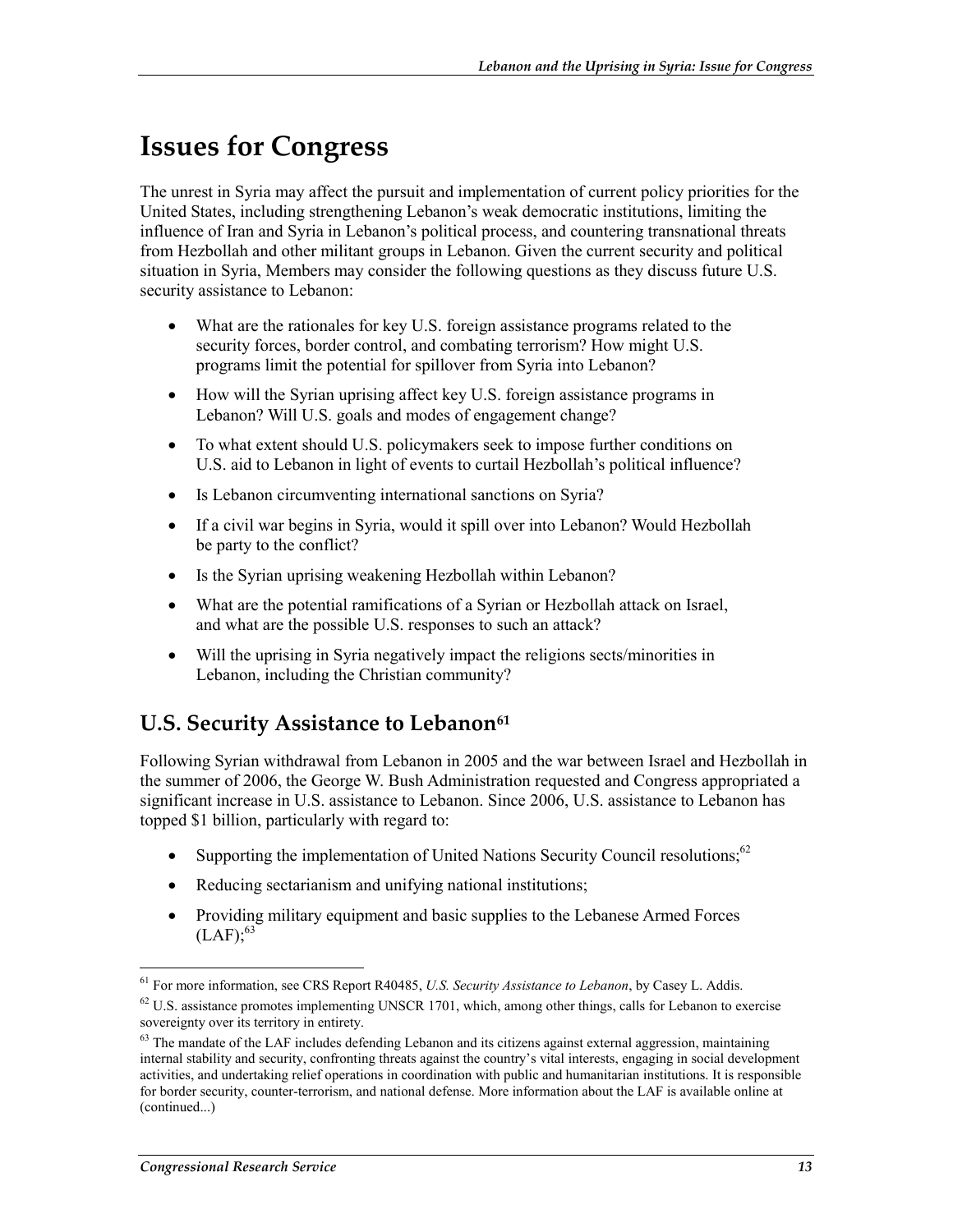# Issues for Congress

The unrest in Syria may affect the pursuit and implementation of current policy priorities for the United States, including strengthening Lebanon's weak democratic institutions, limiting the influence of Iran and Syria in Lebanon's political process, and countering transnational threats from Hezbollah and other militant groups in Lebanon. Given the current security and political situation in Syria, Members may consider the following questions as they discuss future U.S. security assistance to Lebanon:

- What are the rationales for key U.S. foreign assistance programs related to the security forces, border control, and combating terrorism? How might U.S. programs limit the potential for spillover from Syria into Lebanon?
- How will the Syrian uprising affect key U.S. foreign assistance programs in Lebanon? Will U.S. goals and modes of engagement change?
- To what extent should U.S. policymakers seek to impose further conditions on U.S. aid to Lebanon in light of events to curtail Hezbollah's political influence?
- Is Lebanon circumventing international sanctions on Syria?
- If a civil war begins in Syria, would it spill over into Lebanon? Would Hezbollah be party to the conflict?
- Is the Syrian uprising weakening Hezbollah within Lebanon?
- What are the potential ramifications of a Syrian or Hezbollah attack on Israel, and what are the possible U.S. responses to such an attack?
- Will the uprising in Syria negatively impact the religions sects/minorities in Lebanon, including the Christian community?

## U.S. Security Assistance to Lebanon[61]

Following Syrian withdrawal from Lebanon in 2005 and the war between Israel and Hezbollah in the summer of 2006, the George W. Bush Administration requested and Congress appropriated a significant increase in U.S. assistance to Lebanon. Since 2006, U.S. assistance to Lebanon has topped $1 billion, particularly with regard to:

- Supporting the implementation of United Nations Security Council resolutions;[62]
- Reducing sectarianism and unifying national institutions;
- Providing military equipment and basic supplies to the Lebanese Armed Forces (LAF);[63]

---

[61] For more information, see CRS Report R40485, *U.S. Security Assistance to Lebanon*, by Casey L. Addis.

[62] U.S. assistance promotes implementing UNSCR 1701, which, among other things, calls for Lebanon to exercise sovereignty over its territory in entirety.

[63] The mandate of the LAF includes defending Lebanon and its citizens against external aggression, maintaining internal stability and security, confronting threats against the country's vital interests, engaging in social development activities, and undertaking relief operations in coordination with public and humanitarian institutions. It is responsible for border security, counter-terrorism, and national defense. More information about the LAF is available online at (continued...)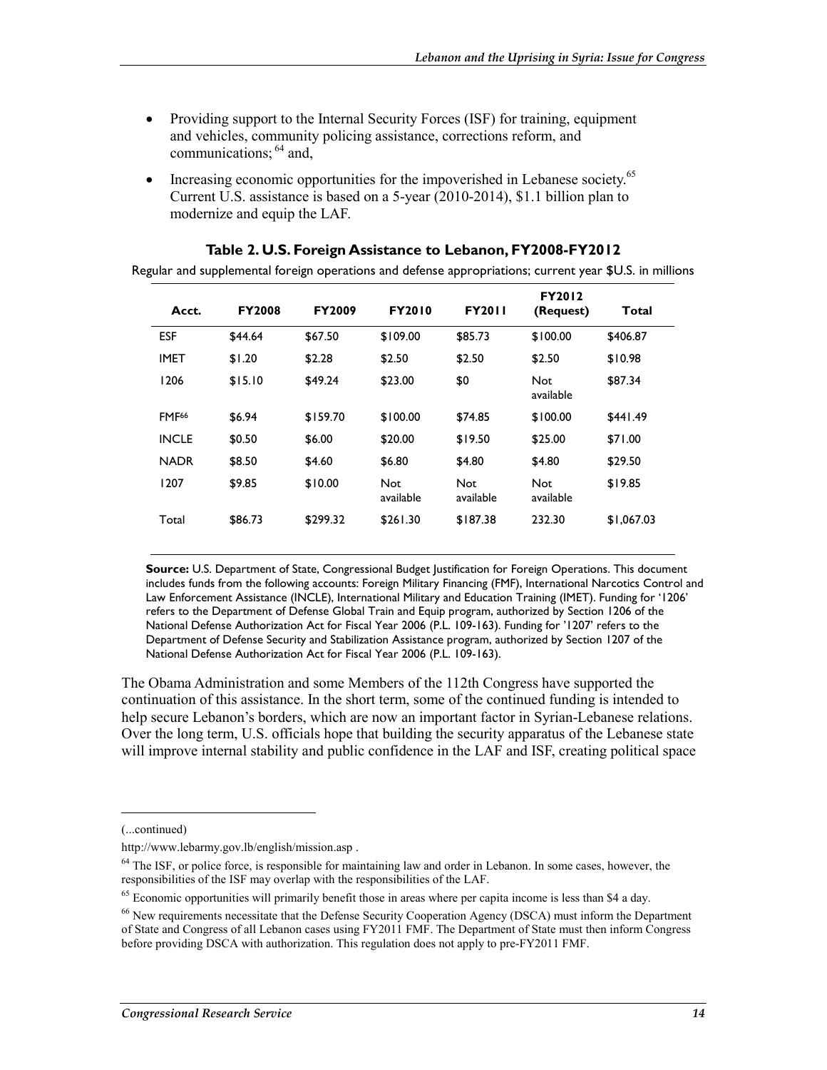- Providing support to the Internal Security Forces (ISF) for training, equipment and vehicles, community policing assistance, corrections reform, and communications; [64] and,
- Increasing economic opportunities for the impoverished in Lebanese society.[65] Current U.S. assistance is based on a 5-year (2010-2014), $1.1 billion plan to modernize and equip the LAF.

**Table 2. U.S. Foreign Assistance to Lebanon, FY2008-FY2012**

Regular and supplemental foreign operations and defense appropriations; current year $U.S. in millions

| Acct. | FY2008 | FY2009 | FY2010 | FY2011 | FY2012 (Request) | Total |
|---|---|---|---|---|---|---|
| ESF | $44.64 | $67.50 | $109.00 | $85.73 | $100.00 | $406.87 |
| IMET | $1.20 | $2.28 | $2.50 | $2.50 | $2.50 | $10.98 |
| 1206 | $15.10 | $49.24 | $23.00 | $0 | Not available | $87.34 |
| FMF[66] | $6.94 | $159.70 | $100.00 | $74.85 | $100.00 | $441.49 |
| INCLE | $0.50 | $6.00 | $20.00 | $19.50 | $25.00 | $71.00 |
| NADR | $8.50 | $4.60 | $6.80 | $4.80 | $4.80 | $29.50 |
| 1207 | $9.85 | $10.00 | Not available | Not available | Not available | $19.85 |
| Total | $86.73 | $299.32 | $261.30 | $187.38 | 232.30 | $1,067.03 |

**Source:** U.S. Department of State, Congressional Budget Justification for Foreign Operations. This document includes funds from the following accounts: Foreign Military Financing (FMF), International Narcotics Control and Law Enforcement Assistance (INCLE), International Military and Education Training (IMET). Funding for '1206' refers to the Department of Defense Global Train and Equip program, authorized by Section 1206 of the National Defense Authorization Act for Fiscal Year 2006 (P.L. 109-163). Funding for '1207' refers to the Department of Defense Security and Stabilization Assistance program, authorized by Section 1207 of the National Defense Authorization Act for Fiscal Year 2006 (P.L. 109-163).

The Obama Administration and some Members of the 112th Congress have supported the continuation of this assistance. In the short term, some of the continued funding is intended to help secure Lebanon's borders, which are now an important factor in Syrian-Lebanese relations. Over the long term, U.S. officials hope that building the security apparatus of the Lebanese state will improve internal stability and public confidence in the LAF and ISF, creating political space

(...continued)

http://www.lebarmy.gov.lb/english/mission.asp .

[64] The ISF, or police force, is responsible for maintaining law and order in Lebanon. In some cases, however, the responsibilities of the ISF may overlap with the responsibilities of the LAF.

[65] Economic opportunities will primarily benefit those in areas where per capita income is less than $4 a day.

[66] New requirements necessitate that the Defense Security Cooperation Agency (DSCA) must inform the Department of State and Congress of all Lebanon cases using FY2011 FMF. The Department of State must then inform Congress before providing DSCA with authorization. This regulation does not apply to pre-FY2011 FMF.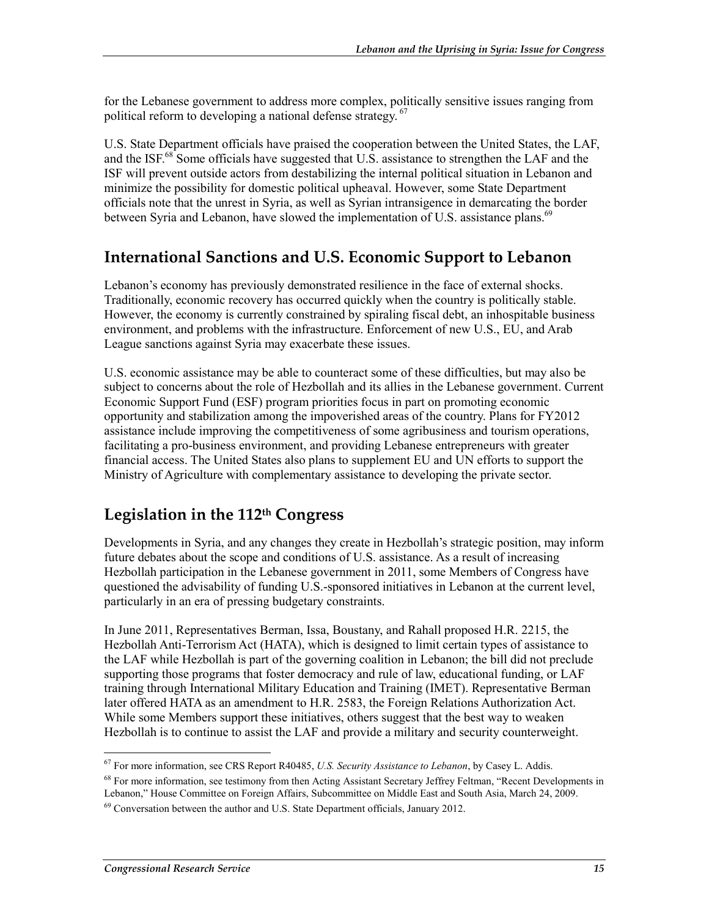for the Lebanese government to address more complex, politically sensitive issues ranging from political reform to developing a national defense strategy.[67]

U.S. State Department officials have praised the cooperation between the United States, the LAF, and the ISF.[68] Some officials have suggested that U.S. assistance to strengthen the LAF and the ISF will prevent outside actors from destabilizing the internal political situation in Lebanon and minimize the possibility for domestic political upheaval. However, some State Department officials note that the unrest in Syria, as well as Syrian intransigence in demarcating the border between Syria and Lebanon, have slowed the implementation of U.S. assistance plans.[69]

## International Sanctions and U.S. Economic Support to Lebanon

Lebanon's economy has previously demonstrated resilience in the face of external shocks. Traditionally, economic recovery has occurred quickly when the country is politically stable. However, the economy is currently constrained by spiraling fiscal debt, an inhospitable business environment, and problems with the infrastructure. Enforcement of new U.S., EU, and Arab League sanctions against Syria may exacerbate these issues.

U.S. economic assistance may be able to counteract some of these difficulties, but may also be subject to concerns about the role of Hezbollah and its allies in the Lebanese government. Current Economic Support Fund (ESF) program priorities focus in part on promoting economic opportunity and stabilization among the impoverished areas of the country. Plans for FY2012 assistance include improving the competitiveness of some agribusiness and tourism operations, facilitating a pro-business environment, and providing Lebanese entrepreneurs with greater financial access. The United States also plans to supplement EU and UN efforts to support the Ministry of Agriculture with complementary assistance to developing the private sector.

## Legislation in the 112th Congress

Developments in Syria, and any changes they create in Hezbollah's strategic position, may inform future debates about the scope and conditions of U.S. assistance. As a result of increasing Hezbollah participation in the Lebanese government in 2011, some Members of Congress have questioned the advisability of funding U.S.-sponsored initiatives in Lebanon at the current level, particularly in an era of pressing budgetary constraints.

In June 2011, Representatives Berman, Issa, Boustany, and Rahall proposed H.R. 2215, the Hezbollah Anti-Terrorism Act (HATA), which is designed to limit certain types of assistance to the LAF while Hezbollah is part of the governing coalition in Lebanon; the bill did not preclude supporting those programs that foster democracy and rule of law, educational funding, or LAF training through International Military Education and Training (IMET). Representative Berman later offered HATA as an amendment to H.R. 2583, the Foreign Relations Authorization Act. While some Members support these initiatives, others suggest that the best way to weaken Hezbollah is to continue to assist the LAF and provide a military and security counterweight.

---

[67] For more information, see CRS Report R40485, *U.S. Security Assistance to Lebanon*, by Casey L. Addis.

[68] For more information, see testimony from then Acting Assistant Secretary Jeffrey Feltman, "Recent Developments in Lebanon," House Committee on Foreign Affairs, Subcommittee on Middle East and South Asia, March 24, 2009.

[69] Conversation between the author and U.S. State Department officials, January 2012.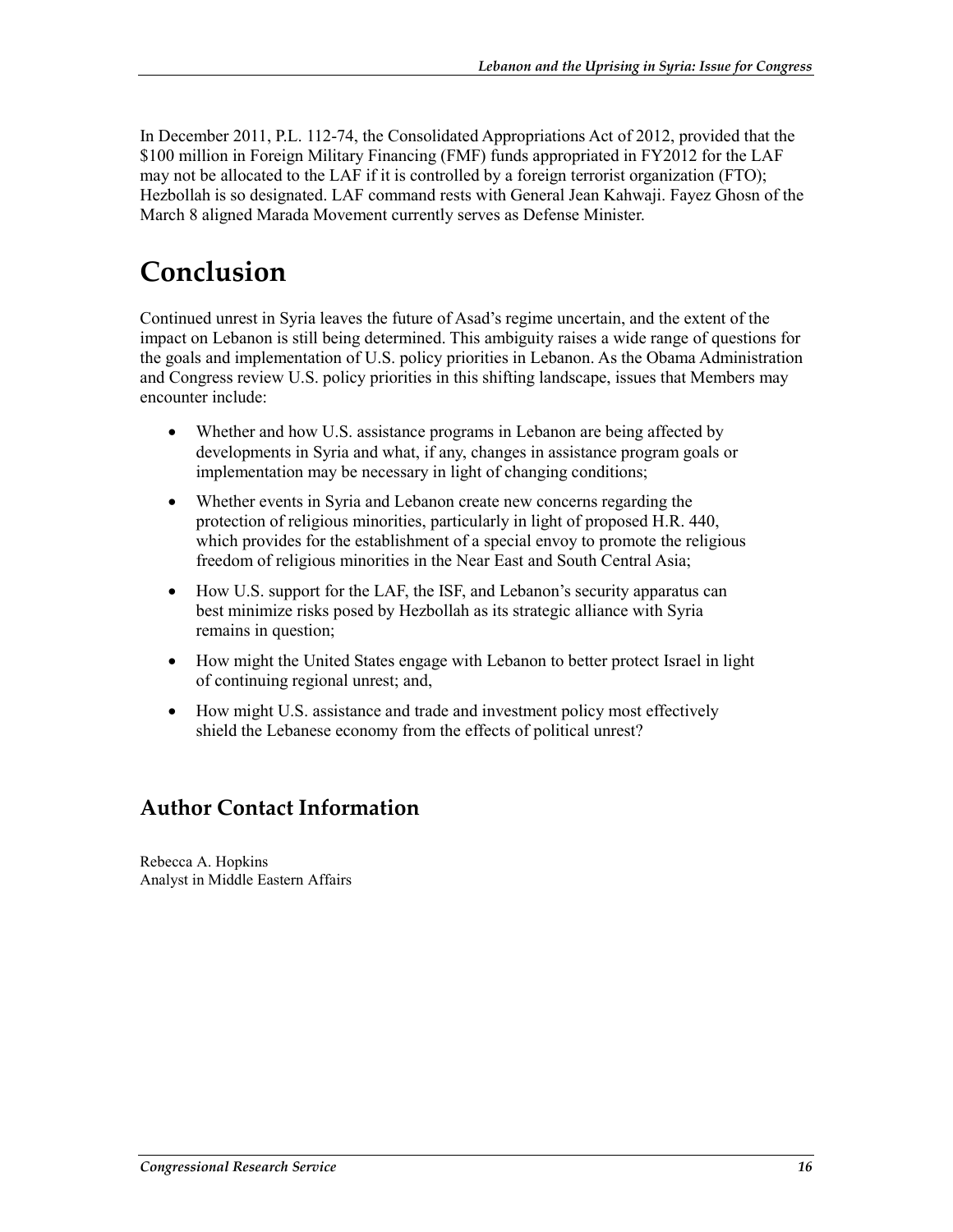In December 2011, P.L. 112-74, the Consolidated Appropriations Act of 2012, provided that the $100 million in Foreign Military Financing (FMF) funds appropriated in FY2012 for the LAF may not be allocated to the LAF if it is controlled by a foreign terrorist organization (FTO); Hezbollah is so designated. LAF command rests with General Jean Kahwaji. Fayez Ghosn of the March 8 aligned Marada Movement currently serves as Defense Minister.

# Conclusion

Continued unrest in Syria leaves the future of Asad's regime uncertain, and the extent of the impact on Lebanon is still being determined. This ambiguity raises a wide range of questions for the goals and implementation of U.S. policy priorities in Lebanon. As the Obama Administration and Congress review U.S. policy priorities in this shifting landscape, issues that Members may encounter include:

- Whether and how U.S. assistance programs in Lebanon are being affected by developments in Syria and what, if any, changes in assistance program goals or implementation may be necessary in light of changing conditions;
- Whether events in Syria and Lebanon create new concerns regarding the protection of religious minorities, particularly in light of proposed H.R. 440, which provides for the establishment of a special envoy to promote the religious freedom of religious minorities in the Near East and South Central Asia;
- How U.S. support for the LAF, the ISF, and Lebanon's security apparatus can best minimize risks posed by Hezbollah as its strategic alliance with Syria remains in question;
- How might the United States engage with Lebanon to better protect Israel in light of continuing regional unrest; and,
- How might U.S. assistance and trade and investment policy most effectively shield the Lebanese economy from the effects of political unrest?

## Author Contact Information

Rebecca A. Hopkins
Analyst in Middle Eastern Affairs